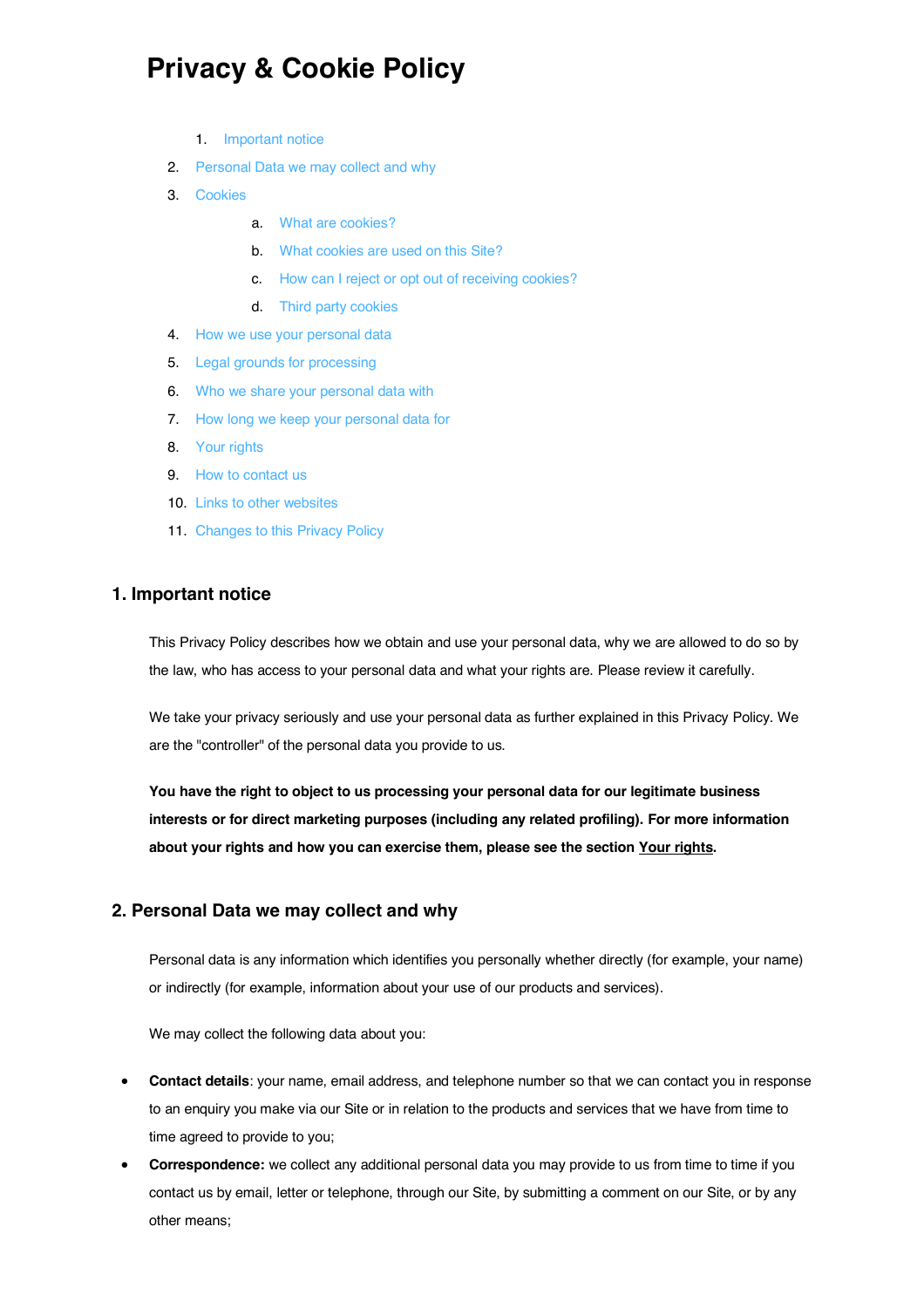# Privacy & Cookie Policy

1. Important notice
2. Personal Data we may collect and why
3. Cookies
   a. What are cookies?
   b. What cookies are used on this Site?
   c. How can I reject or opt out of receiving cookies?
   d. Third party cookies
4. How we use your personal data
5. Legal grounds for processing
6. Who we share your personal data with
7. How long we keep your personal data for
8. Your rights
9. How to contact us
10. Links to other websites
11. Changes to this Privacy Policy

## 1. Important notice

This Privacy Policy describes how we obtain and use your personal data, why we are allowed to do so by the law, who has access to your personal data and what your rights are. Please review it carefully.

We take your privacy seriously and use your personal data as further explained in this Privacy Policy. We are the "controller" of the personal data you provide to us.

**You have the right to object to us processing your personal data for our legitimate business interests or for direct marketing purposes (including any related profiling). For more information about your rights and how you can exercise them, please see the section Your rights.**

## 2. Personal Data we may collect and why

Personal data is any information which identifies you personally whether directly (for example, your name) or indirectly (for example, information about your use of our products and services).

We may collect the following data about you:

- **Contact details**: your name, email address, and telephone number so that we can contact you in response to an enquiry you make via our Site or in relation to the products and services that we have from time to time agreed to provide to you;
- **Correspondence:** we collect any additional personal data you may provide to us from time to time if you contact us by email, letter or telephone, through our Site, by submitting a comment on our Site, or by any other means;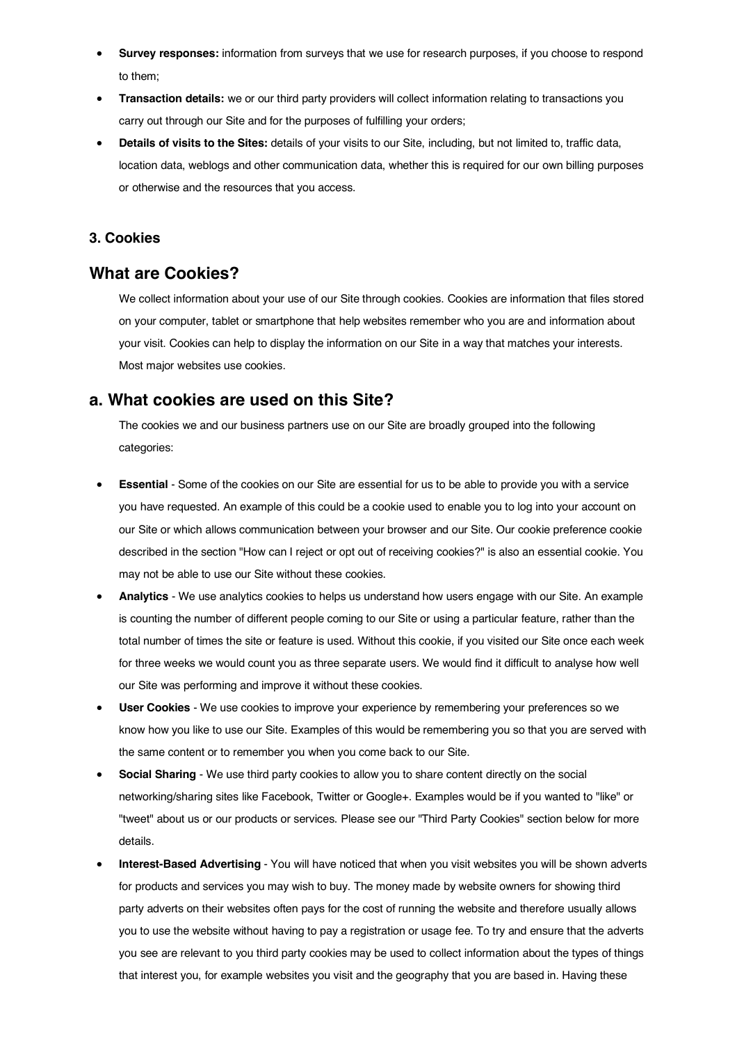- **Survey responses:** information from surveys that we use for research purposes, if you choose to respond to them;
- **Transaction details:** we or our third party providers will collect information relating to transactions you carry out through our Site and for the purposes of fulfilling your orders;
- **Details of visits to the Sites:** details of your visits to our Site, including, but not limited to, traffic data, location data, weblogs and other communication data, whether this is required for our own billing purposes or otherwise and the resources that you access.

### 3. Cookies

## What are Cookies?

We collect information about your use of our Site through cookies. Cookies are information that files stored on your computer, tablet or smartphone that help websites remember who you are and information about your visit. Cookies can help to display the information on our Site in a way that matches your interests. Most major websites use cookies.

## a. What cookies are used on this Site?

The cookies we and our business partners use on our Site are broadly grouped into the following categories:

- **Essential** - Some of the cookies on our Site are essential for us to be able to provide you with a service you have requested. An example of this could be a cookie used to enable you to log into your account on our Site or which allows communication between your browser and our Site. Our cookie preference cookie described in the section "How can I reject or opt out of receiving cookies?" is also an essential cookie. You may not be able to use our Site without these cookies.
- **Analytics** - We use analytics cookies to helps us understand how users engage with our Site. An example is counting the number of different people coming to our Site or using a particular feature, rather than the total number of times the site or feature is used. Without this cookie, if you visited our Site once each week for three weeks we would count you as three separate users. We would find it difficult to analyse how well our Site was performing and improve it without these cookies.
- **User Cookies** - We use cookies to improve your experience by remembering your preferences so we know how you like to use our Site. Examples of this would be remembering you so that you are served with the same content or to remember you when you come back to our Site.
- **Social Sharing** - We use third party cookies to allow you to share content directly on the social networking/sharing sites like Facebook, Twitter or Google+. Examples would be if you wanted to "like" or "tweet" about us or our products or services. Please see our "Third Party Cookies" section below for more details.
- **Interest-Based Advertising** - You will have noticed that when you visit websites you will be shown adverts for products and services you may wish to buy. The money made by website owners for showing third party adverts on their websites often pays for the cost of running the website and therefore usually allows you to use the website without having to pay a registration or usage fee. To try and ensure that the adverts you see are relevant to you third party cookies may be used to collect information about the types of things that interest you, for example websites you visit and the geography that you are based in. Having these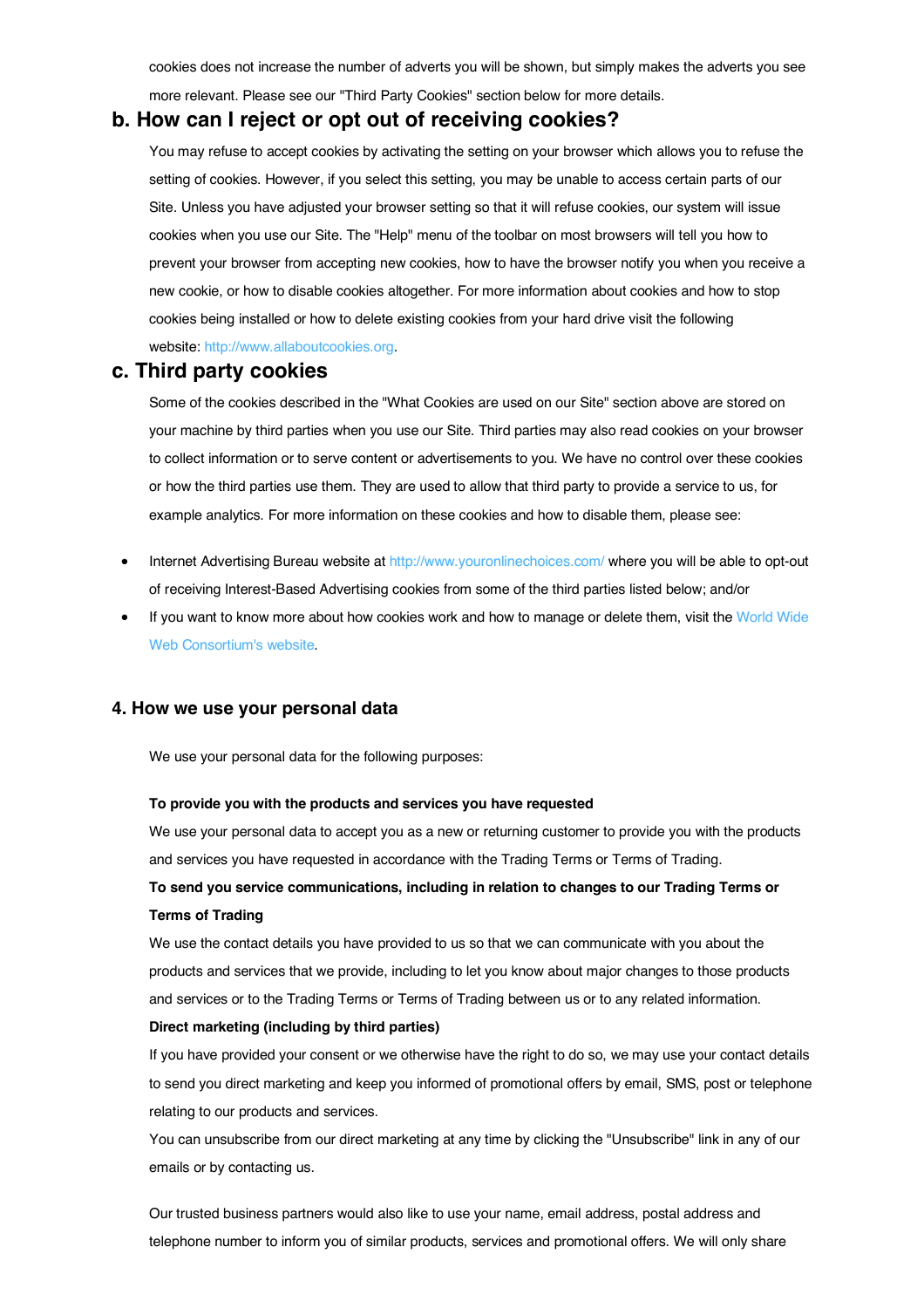cookies does not increase the number of adverts you will be shown, but simply makes the adverts you see more relevant. Please see our "Third Party Cookies" section below for more details.

## b. How can I reject or opt out of receiving cookies?

You may refuse to accept cookies by activating the setting on your browser which allows you to refuse the setting of cookies. However, if you select this setting, you may be unable to access certain parts of our Site. Unless you have adjusted your browser setting so that it will refuse cookies, our system will issue cookies when you use our Site. The "Help" menu of the toolbar on most browsers will tell you how to prevent your browser from accepting new cookies, how to have the browser notify you when you receive a new cookie, or how to disable cookies altogether. For more information about cookies and how to stop cookies being installed or how to delete existing cookies from your hard drive visit the following website: http://www.allaboutcookies.org.

## c. Third party cookies

Some of the cookies described in the "What Cookies are used on our Site" section above are stored on your machine by third parties when you use our Site. Third parties may also read cookies on your browser to collect information or to serve content or advertisements to you. We have no control over these cookies or how the third parties use them. They are used to allow that third party to provide a service to us, for example analytics. For more information on these cookies and how to disable them, please see:

- Internet Advertising Bureau website at http://www.youronlinechoices.com/ where you will be able to opt-out of receiving Interest-Based Advertising cookies from some of the third parties listed below; and/or
- If you want to know more about how cookies work and how to manage or delete them, visit the World Wide Web Consortium's website.

### 4. How we use your personal data

We use your personal data for the following purposes:

**To provide you with the products and services you have requested**

We use your personal data to accept you as a new or returning customer to provide you with the products and services you have requested in accordance with the Trading Terms or Terms of Trading.

**To send you service communications, including in relation to changes to our Trading Terms or Terms of Trading**

We use the contact details you have provided to us so that we can communicate with you about the products and services that we provide, including to let you know about major changes to those products and services or to the Trading Terms or Terms of Trading between us or to any related information.

**Direct marketing (including by third parties)**

If you have provided your consent or we otherwise have the right to do so, we may use your contact details to send you direct marketing and keep you informed of promotional offers by email, SMS, post or telephone relating to our products and services.

You can unsubscribe from our direct marketing at any time by clicking the "Unsubscribe" link in any of our emails or by contacting us.

Our trusted business partners would also like to use your name, email address, postal address and telephone number to inform you of similar products, services and promotional offers. We will only share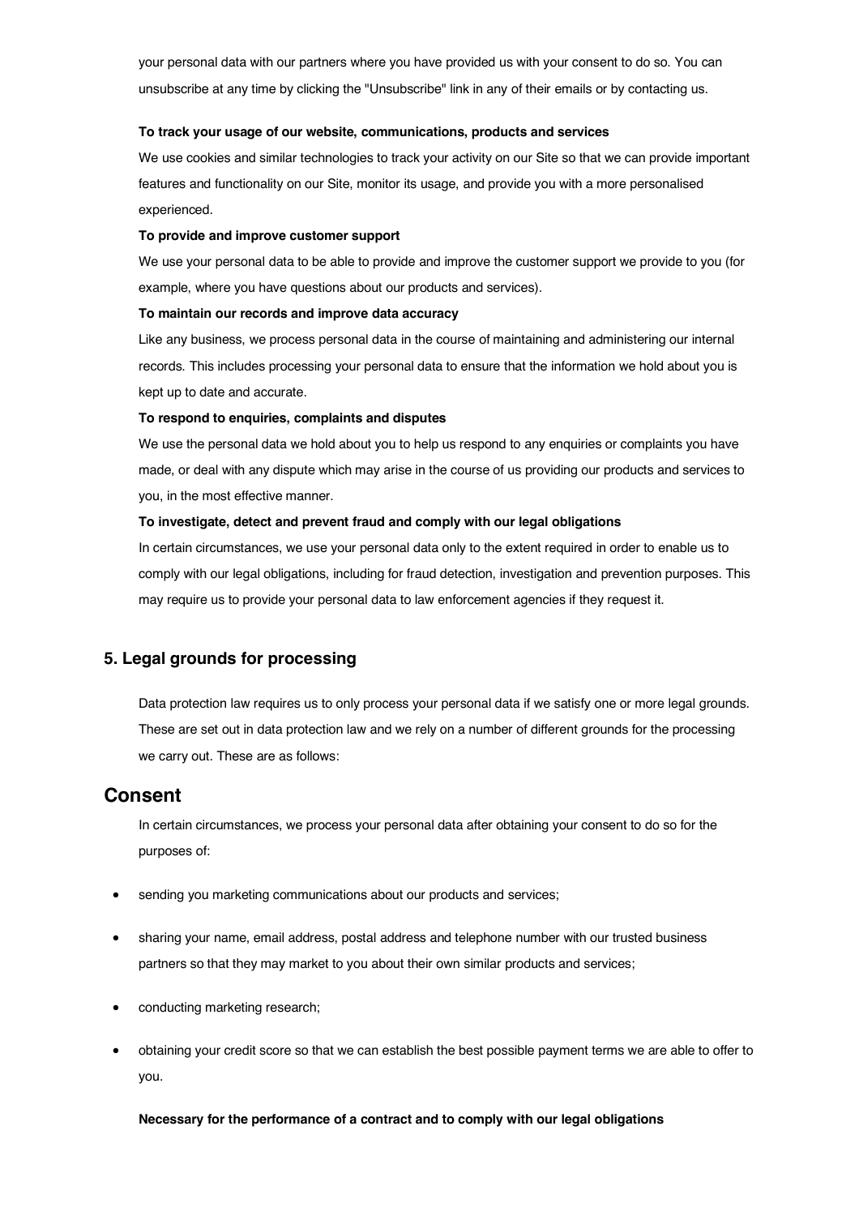your personal data with our partners where you have provided us with your consent to do so. You can unsubscribe at any time by clicking the "Unsubscribe" link in any of their emails or by contacting us.

**To track your usage of our website, communications, products and services**

We use cookies and similar technologies to track your activity on our Site so that we can provide important features and functionality on our Site, monitor its usage, and provide you with a more personalised experienced.

**To provide and improve customer support**

We use your personal data to be able to provide and improve the customer support we provide to you (for example, where you have questions about our products and services).

**To maintain our records and improve data accuracy**

Like any business, we process personal data in the course of maintaining and administering our internal records. This includes processing your personal data to ensure that the information we hold about you is kept up to date and accurate.

**To respond to enquiries, complaints and disputes**

We use the personal data we hold about you to help us respond to any enquiries or complaints you have made, or deal with any dispute which may arise in the course of us providing our products and services to you, in the most effective manner.

**To investigate, detect and prevent fraud and comply with our legal obligations**

In certain circumstances, we use your personal data only to the extent required in order to enable us to comply with our legal obligations, including for fraud detection, investigation and prevention purposes. This may require us to provide your personal data to law enforcement agencies if they request it.

### 5. Legal grounds for processing

Data protection law requires us to only process your personal data if we satisfy one or more legal grounds. These are set out in data protection law and we rely on a number of different grounds for the processing we carry out. These are as follows:

## Consent

In certain circumstances, we process your personal data after obtaining your consent to do so for the purposes of:

- sending you marketing communications about our products and services;
- sharing your name, email address, postal address and telephone number with our trusted business partners so that they may market to you about their own similar products and services;
- conducting marketing research;
- obtaining your credit score so that we can establish the best possible payment terms we are able to offer to you.

**Necessary for the performance of a contract and to comply with our legal obligations**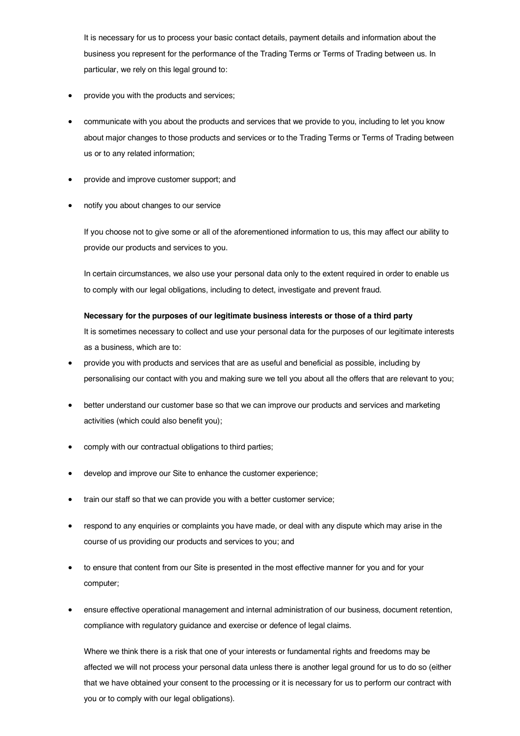It is necessary for us to process your basic contact details, payment details and information about the business you represent for the performance of the Trading Terms or Terms of Trading between us. In particular, we rely on this legal ground to:

- provide you with the products and services;
- communicate with you about the products and services that we provide to you, including to let you know about major changes to those products and services or to the Trading Terms or Terms of Trading between us or to any related information;
- provide and improve customer support; and
- notify you about changes to our service

If you choose not to give some or all of the aforementioned information to us, this may affect our ability to provide our products and services to you.

In certain circumstances, we also use your personal data only to the extent required in order to enable us to comply with our legal obligations, including to detect, investigate and prevent fraud.

**Necessary for the purposes of our legitimate business interests or those of a third party**

It is sometimes necessary to collect and use your personal data for the purposes of our legitimate interests as a business, which are to:

- provide you with products and services that are as useful and beneficial as possible, including by personalising our contact with you and making sure we tell you about all the offers that are relevant to you;
- better understand our customer base so that we can improve our products and services and marketing activities (which could also benefit you);
- comply with our contractual obligations to third parties;
- develop and improve our Site to enhance the customer experience;
- train our staff so that we can provide you with a better customer service;
- respond to any enquiries or complaints you have made, or deal with any dispute which may arise in the course of us providing our products and services to you; and
- to ensure that content from our Site is presented in the most effective manner for you and for your computer;
- ensure effective operational management and internal administration of our business, document retention, compliance with regulatory guidance and exercise or defence of legal claims.

Where we think there is a risk that one of your interests or fundamental rights and freedoms may be affected we will not process your personal data unless there is another legal ground for us to do so (either that we have obtained your consent to the processing or it is necessary for us to perform our contract with you or to comply with our legal obligations).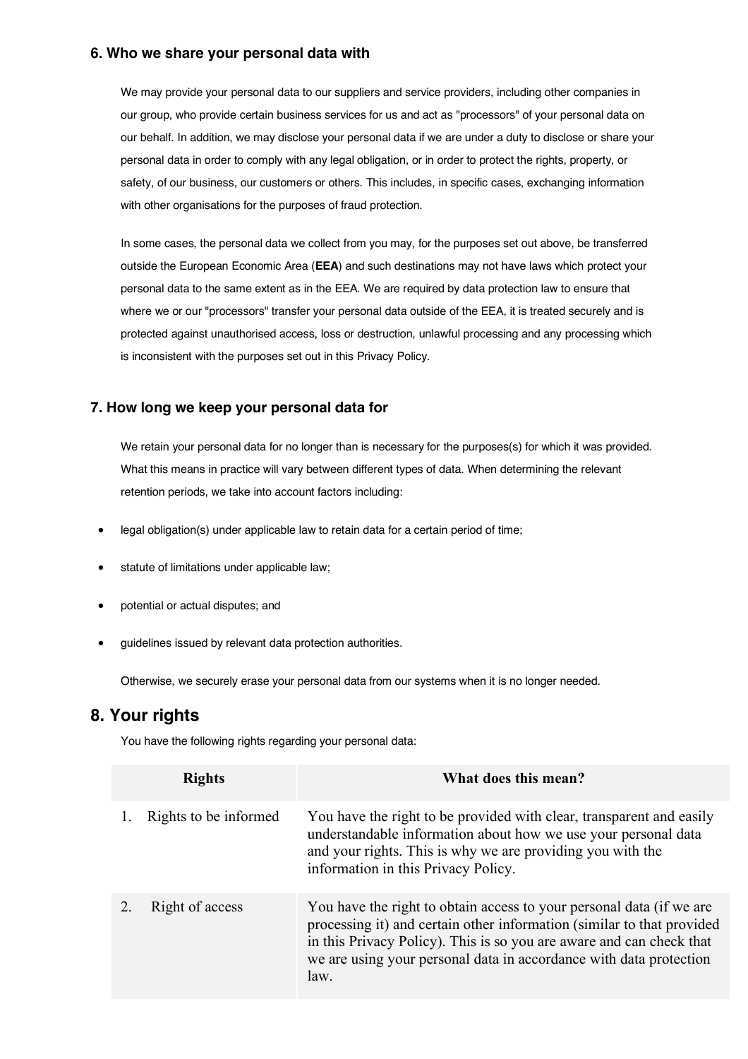### 6. Who we share your personal data with

We may provide your personal data to our suppliers and service providers, including other companies in our group, who provide certain business services for us and act as "processors" of your personal data on our behalf. In addition, we may disclose your personal data if we are under a duty to disclose or share your personal data in order to comply with any legal obligation, or in order to protect the rights, property, or safety, of our business, our customers or others. This includes, in specific cases, exchanging information with other organisations for the purposes of fraud protection.

In some cases, the personal data we collect from you may, for the purposes set out above, be transferred outside the European Economic Area (**EEA**) and such destinations may not have laws which protect your personal data to the same extent as in the EEA. We are required by data protection law to ensure that where we or our "processors" transfer your personal data outside of the EEA, it is treated securely and is protected against unauthorised access, loss or destruction, unlawful processing and any processing which is inconsistent with the purposes set out in this Privacy Policy.

### 7. How long we keep your personal data for

We retain your personal data for no longer than is necessary for the purposes(s) for which it was provided. What this means in practice will vary between different types of data. When determining the relevant retention periods, we take into account factors including:

- legal obligation(s) under applicable law to retain data for a certain period of time;
- statute of limitations under applicable law;
- potential or actual disputes; and
- guidelines issued by relevant data protection authorities.

Otherwise, we securely erase your personal data from our systems when it is no longer needed.

## 8. Your rights

You have the following rights regarding your personal data:

| Rights | What does this mean? |
|---|---|
| 1. Rights to be informed | You have the right to be provided with clear, transparent and easily understandable information about how we use your personal data and your rights. This is why we are providing you with the information in this Privacy Policy. |
| 2. Right of access | You have the right to obtain access to your personal data (if we are processing it) and certain other information (similar to that provided in this Privacy Policy). This is so you are aware and can check that we are using your personal data in accordance with data protection law. |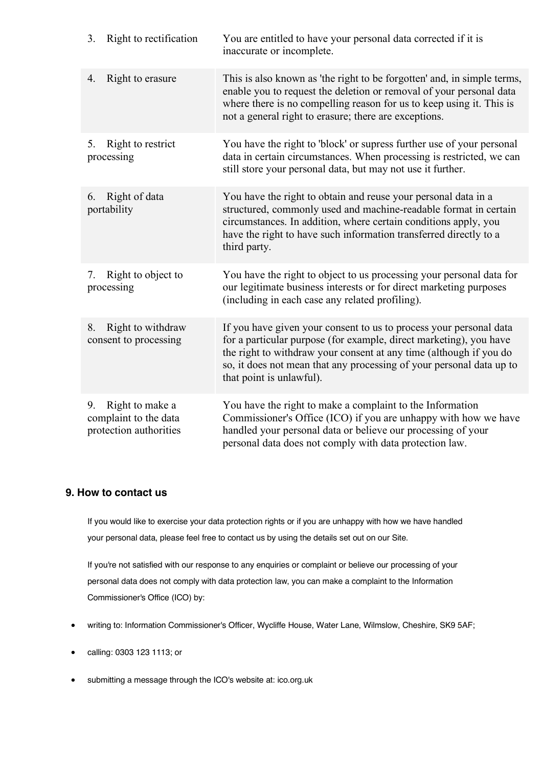| | |
|---|---|
| 3. Right to rectification | You are entitled to have your personal data corrected if it is inaccurate or incomplete. |
| 4. Right to erasure | This is also known as 'the right to be forgotten' and, in simple terms, enable you to request the deletion or removal of your personal data where there is no compelling reason for us to keep using it. This is not a general right to erasure; there are exceptions. |
| 5. Right to restrict processing | You have the right to 'block' or supress further use of your personal data in certain circumstances. When processing is restricted, we can still store your personal data, but may not use it further. |
| 6. Right of data portability | You have the right to obtain and reuse your personal data in a structured, commonly used and machine-readable format in certain circumstances. In addition, where certain conditions apply, you have the right to have such information transferred directly to a third party. |
| 7. Right to object to processing | You have the right to object to us processing your personal data for our legitimate business interests or for direct marketing purposes (including in each case any related profiling). |
| 8. Right to withdraw consent to processing | If you have given your consent to us to process your personal data for a particular purpose (for example, direct marketing), you have the right to withdraw your consent at any time (although if you do so, it does not mean that any processing of your personal data up to that point is unlawful). |
| 9. Right to make a complaint to the data protection authorities | You have the right to make a complaint to the Information Commissioner's Office (ICO) if you are unhappy with how we have handled your personal data or believe our processing of your personal data does not comply with data protection law. |

## 9. How to contact us

If you would like to exercise your data protection rights or if you are unhappy with how we have handled your personal data, please feel free to contact us by using the details set out on our Site.

If you're not satisfied with our response to any enquiries or complaint or believe our processing of your personal data does not comply with data protection law, you can make a complaint to the Information Commissioner's Office (ICO) by:

- writing to: Information Commissioner's Officer, Wycliffe House, Water Lane, Wilmslow, Cheshire, SK9 5AF;
- calling: 0303 123 1113; or
- submitting a message through the ICO's website at: ico.org.uk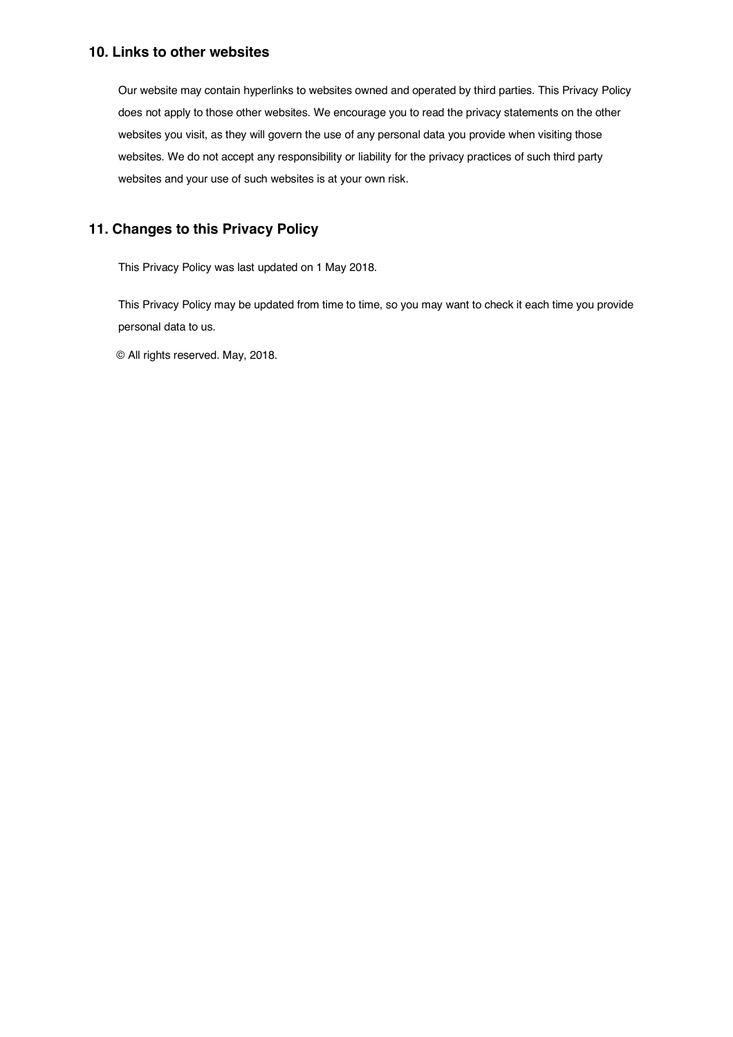## 10. Links to other websites

Our website may contain hyperlinks to websites owned and operated by third parties. This Privacy Policy does not apply to those other websites. We encourage you to read the privacy statements on the other websites you visit, as they will govern the use of any personal data you provide when visiting those websites. We do not accept any responsibility or liability for the privacy practices of such third party websites and your use of such websites is at your own risk.

## 11. Changes to this Privacy Policy

This Privacy Policy was last updated on 1 May 2018.

This Privacy Policy may be updated from time to time, so you may want to check it each time you provide personal data to us.

© All rights reserved. May, 2018.